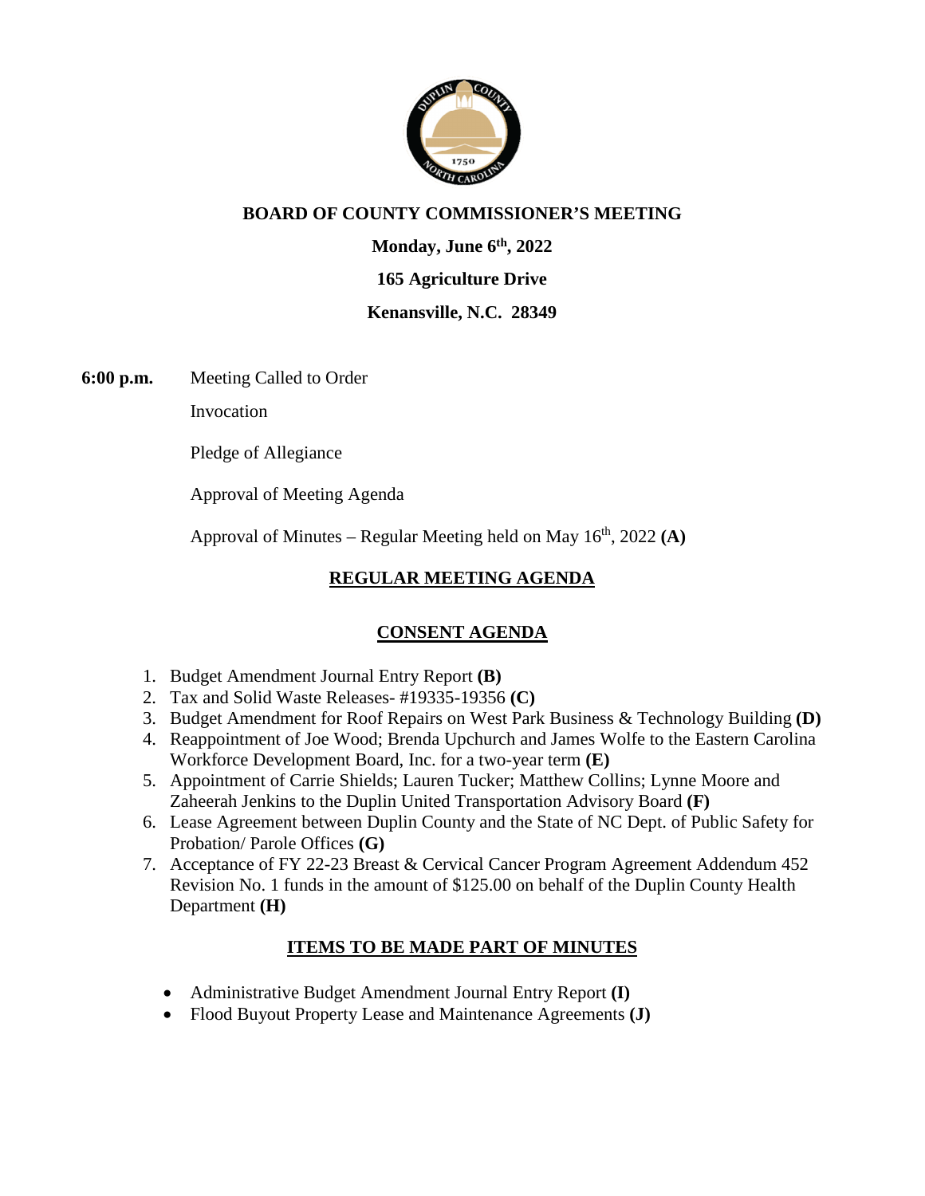**BOARD OF COUNTY COMMISSIONER'S MEETING**

**Monday, June 6th, 2022**

**165 Agriculture Drive**

**Kenansville, N.C. 28349**

**6:00 p.m.** Meeting Called to Order

Invocation

Pledge of Allegiance

Approval of Meeting Agenda

Approval of Minutes – Regular Meeting held on May 16th, 2022 **(A)**

## REGULAR MEETING AGENDA

## CONSENT AGENDA

1. Budget Amendment Journal Entry Report **(B)**
2. Tax and Solid Waste Releases- #19335-19356 **(C)**
3. Budget Amendment for Roof Repairs on West Park Business & Technology Building **(D)**
4. Reappointment of Joe Wood; Brenda Upchurch and James Wolfe to the Eastern Carolina Workforce Development Board, Inc. for a two-year term **(E)**
5. Appointment of Carrie Shields; Lauren Tucker; Matthew Collins; Lynne Moore and Zaheerah Jenkins to the Duplin United Transportation Advisory Board **(F)**
6. Lease Agreement between Duplin County and the State of NC Dept. of Public Safety for Probation/ Parole Offices **(G)**
7. Acceptance of FY 22-23 Breast & Cervical Cancer Program Agreement Addendum 452 Revision No. 1 funds in the amount of $125.00 on behalf of the Duplin County Health Department **(H)**

## ITEMS TO BE MADE PART OF MINUTES

- Administrative Budget Amendment Journal Entry Report **(I)**
- Flood Buyout Property Lease and Maintenance Agreements **(J)**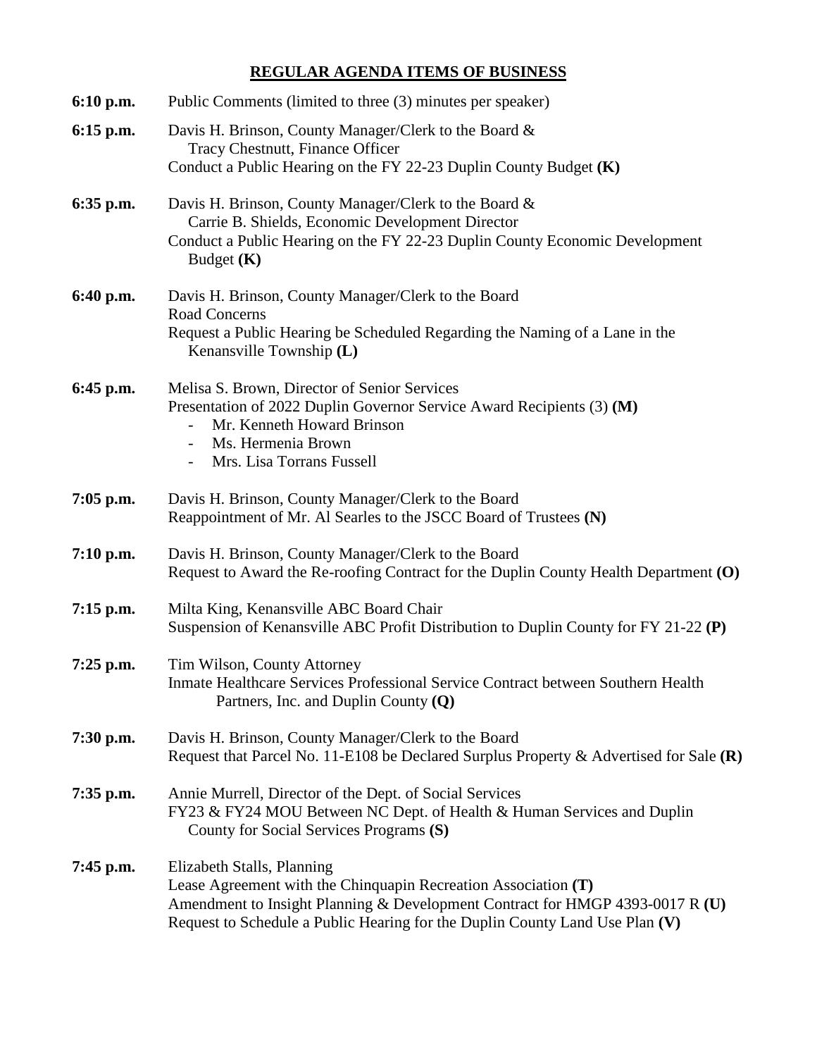## REGULAR AGENDA ITEMS OF BUSINESS

**6:10 p.m.** Public Comments (limited to three (3) minutes per speaker)

**6:15 p.m.** Davis H. Brinson, County Manager/Clerk to the Board &
Tracy Chestnutt, Finance Officer
Conduct a Public Hearing on the FY 22-23 Duplin County Budget **(K)**

**6:35 p.m.** Davis H. Brinson, County Manager/Clerk to the Board &
Carrie B. Shields, Economic Development Director
Conduct a Public Hearing on the FY 22-23 Duplin County Economic Development Budget **(K)**

**6:40 p.m.** Davis H. Brinson, County Manager/Clerk to the Board
Road Concerns
Request a Public Hearing be Scheduled Regarding the Naming of a Lane in the Kenansville Township **(L)**

**6:45 p.m.** Melisa S. Brown, Director of Senior Services
Presentation of 2022 Duplin Governor Service Award Recipients (3) **(M)**
- Mr. Kenneth Howard Brinson
- Ms. Hermenia Brown
- Mrs. Lisa Torrans Fussell

**7:05 p.m.** Davis H. Brinson, County Manager/Clerk to the Board
Reappointment of Mr. Al Searles to the JSCC Board of Trustees **(N)**

**7:10 p.m.** Davis H. Brinson, County Manager/Clerk to the Board
Request to Award the Re-roofing Contract for the Duplin County Health Department **(O)**

**7:15 p.m.** Milta King, Kenansville ABC Board Chair
Suspension of Kenansville ABC Profit Distribution to Duplin County for FY 21-22 **(P)**

**7:25 p.m.** Tim Wilson, County Attorney
Inmate Healthcare Services Professional Service Contract between Southern Health Partners, Inc. and Duplin County **(Q)**

**7:30 p.m.** Davis H. Brinson, County Manager/Clerk to the Board
Request that Parcel No. 11-E108 be Declared Surplus Property & Advertised for Sale **(R)**

**7:35 p.m.** Annie Murrell, Director of the Dept. of Social Services
FY23 & FY24 MOU Between NC Dept. of Health & Human Services and Duplin County for Social Services Programs **(S)**

**7:45 p.m.** Elizabeth Stalls, Planning
Lease Agreement with the Chinquapin Recreation Association **(T)**
Amendment to Insight Planning & Development Contract for HMGP 4393-0017 R **(U)**
Request to Schedule a Public Hearing for the Duplin County Land Use Plan **(V)**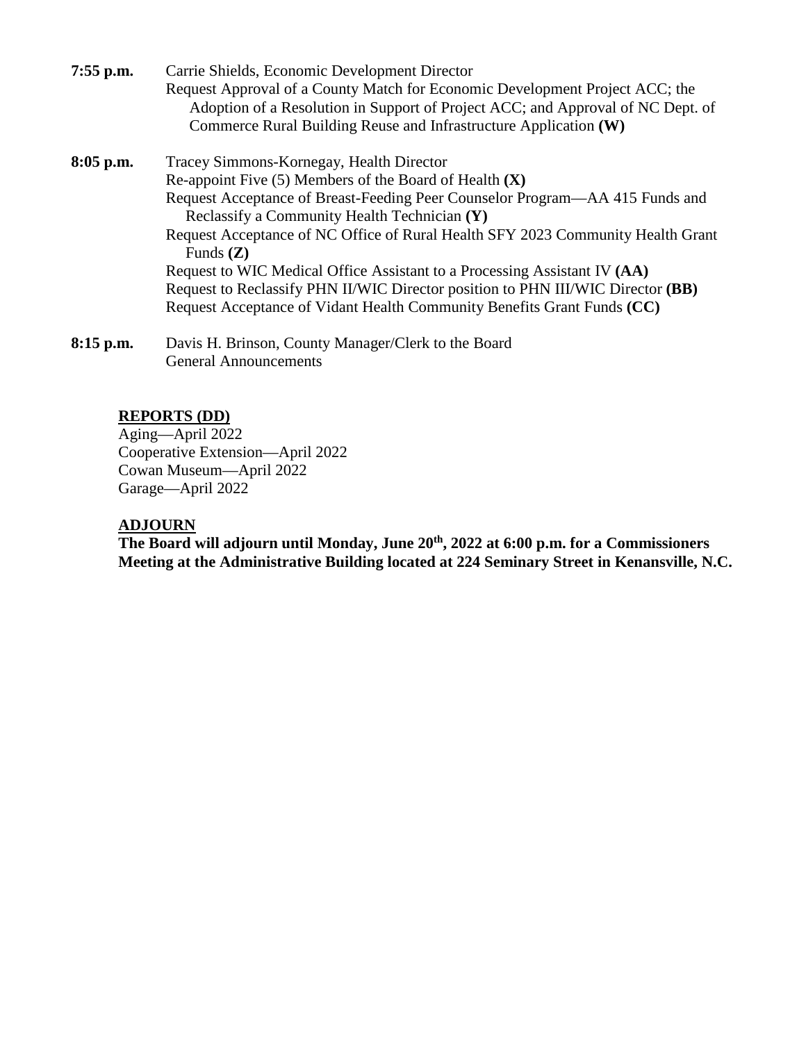**7:55 p.m.** Carrie Shields, Economic Development Director
Request Approval of a County Match for Economic Development Project ACC; the Adoption of a Resolution in Support of Project ACC; and Approval of NC Dept. of Commerce Rural Building Reuse and Infrastructure Application **(W)**

**8:05 p.m.** Tracey Simmons-Kornegay, Health Director
Re-appoint Five (5) Members of the Board of Health **(X)**
Request Acceptance of Breast-Feeding Peer Counselor Program—AA 415 Funds and Reclassify a Community Health Technician **(Y)**
Request Acceptance of NC Office of Rural Health SFY 2023 Community Health Grant Funds **(Z)**
Request to WIC Medical Office Assistant to a Processing Assistant IV **(AA)**
Request to Reclassify PHN II/WIC Director position to PHN III/WIC Director **(BB)**
Request Acceptance of Vidant Health Community Benefits Grant Funds **(CC)**

**8:15 p.m.** Davis H. Brinson, County Manager/Clerk to the Board
General Announcements

**REPORTS (DD)**

Aging—April 2022
Cooperative Extension—April 2022
Cowan Museum—April 2022
Garage—April 2022

**ADJOURN**

**The Board will adjourn until Monday, June 20th, 2022 at 6:00 p.m. for a Commissioners Meeting at the Administrative Building located at 224 Seminary Street in Kenansville, N.C.**